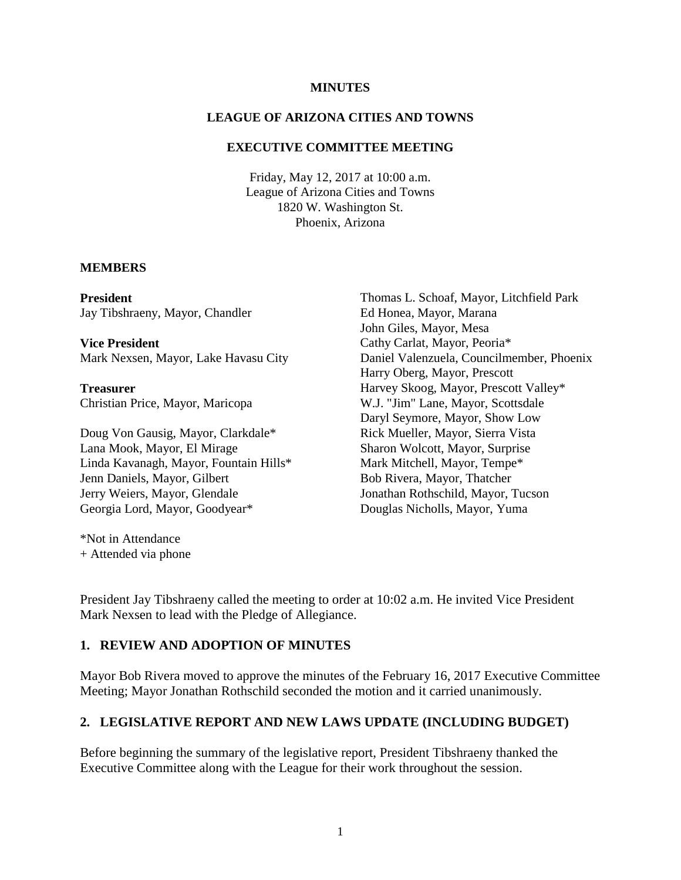**MINUTES**

**LEAGUE OF ARIZONA CITIES AND TOWNS**

**EXECUTIVE COMMITTEE MEETING**

Friday, May 12, 2017 at 10:00 a.m.
League of Arizona Cities and Towns
1820 W. Washington St.
Phoenix, Arizona

**MEMBERS**

**President**
Jay Tibshraeny, Mayor, Chandler

**Vice President**
Mark Nexsen, Mayor, Lake Havasu City

**Treasurer**
Christian Price, Mayor, Maricopa

Doug Von Gausig, Mayor, Clarkdale*
Lana Mook, Mayor, El Mirage
Linda Kavanagh, Mayor, Fountain Hills*
Jenn Daniels, Mayor, Gilbert
Jerry Weiers, Mayor, Glendale
Georgia Lord, Mayor, Goodyear*
Thomas L. Schoaf, Mayor, Litchfield Park
Ed Honea, Mayor, Marana
John Giles, Mayor, Mesa
Cathy Carlat, Mayor, Peoria*
Daniel Valenzuela, Councilmember, Phoenix
Harry Oberg, Mayor, Prescott
Harvey Skoog, Mayor, Prescott Valley*
W.J. "Jim" Lane, Mayor, Scottsdale
Daryl Seymore, Mayor, Show Low
Rick Mueller, Mayor, Sierra Vista
Sharon Wolcott, Mayor, Surprise
Mark Mitchell, Mayor, Tempe*
Bob Rivera, Mayor, Thatcher
Jonathan Rothschild, Mayor, Tucson
Douglas Nicholls, Mayor, Yuma

*Not in Attendance
+ Attended via phone

President Jay Tibshraeny called the meeting to order at 10:02 a.m. He invited Vice President Mark Nexsen to lead with the Pledge of Allegiance.

## 1. REVIEW AND ADOPTION OF MINUTES

Mayor Bob Rivera moved to approve the minutes of the February 16, 2017 Executive Committee Meeting; Mayor Jonathan Rothschild seconded the motion and it carried unanimously.

## 2. LEGISLATIVE REPORT AND NEW LAWS UPDATE (INCLUDING BUDGET)

Before beginning the summary of the legislative report, President Tibshraeny thanked the Executive Committee along with the League for their work throughout the session.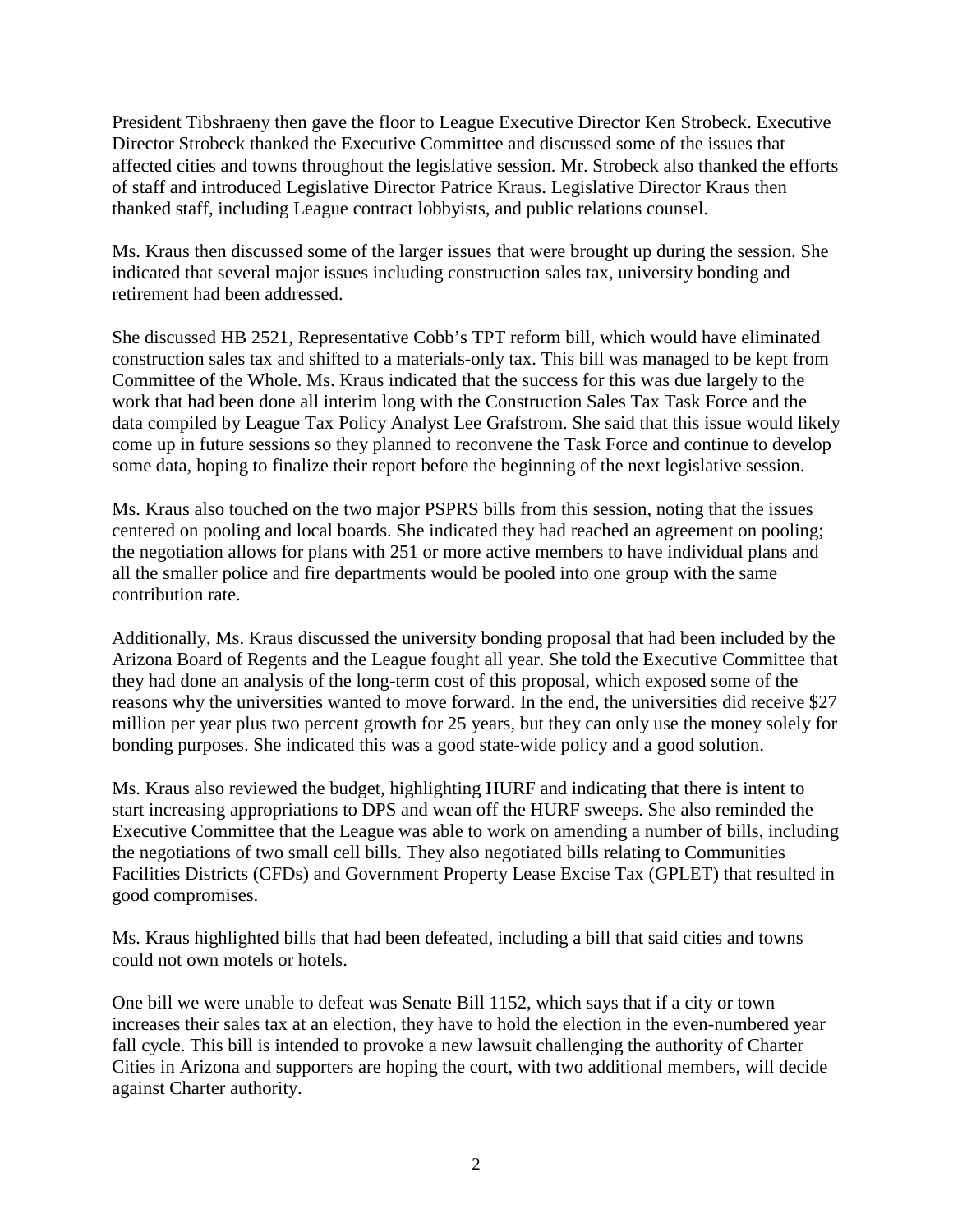President Tibshraeny then gave the floor to League Executive Director Ken Strobeck. Executive Director Strobeck thanked the Executive Committee and discussed some of the issues that affected cities and towns throughout the legislative session. Mr. Strobeck also thanked the efforts of staff and introduced Legislative Director Patrice Kraus. Legislative Director Kraus then thanked staff, including League contract lobbyists, and public relations counsel.

Ms. Kraus then discussed some of the larger issues that were brought up during the session. She indicated that several major issues including construction sales tax, university bonding and retirement had been addressed.

She discussed HB 2521, Representative Cobb's TPT reform bill, which would have eliminated construction sales tax and shifted to a materials-only tax. This bill was managed to be kept from Committee of the Whole. Ms. Kraus indicated that the success for this was due largely to the work that had been done all interim long with the Construction Sales Tax Task Force and the data compiled by League Tax Policy Analyst Lee Grafstrom. She said that this issue would likely come up in future sessions so they planned to reconvene the Task Force and continue to develop some data, hoping to finalize their report before the beginning of the next legislative session.

Ms. Kraus also touched on the two major PSPRS bills from this session, noting that the issues centered on pooling and local boards. She indicated they had reached an agreement on pooling; the negotiation allows for plans with 251 or more active members to have individual plans and all the smaller police and fire departments would be pooled into one group with the same contribution rate.

Additionally, Ms. Kraus discussed the university bonding proposal that had been included by the Arizona Board of Regents and the League fought all year. She told the Executive Committee that they had done an analysis of the long-term cost of this proposal, which exposed some of the reasons why the universities wanted to move forward. In the end, the universities did receive $27 million per year plus two percent growth for 25 years, but they can only use the money solely for bonding purposes. She indicated this was a good state-wide policy and a good solution.

Ms. Kraus also reviewed the budget, highlighting HURF and indicating that there is intent to start increasing appropriations to DPS and wean off the HURF sweeps. She also reminded the Executive Committee that the League was able to work on amending a number of bills, including the negotiations of two small cell bills. They also negotiated bills relating to Communities Facilities Districts (CFDs) and Government Property Lease Excise Tax (GPLET) that resulted in good compromises.

Ms. Kraus highlighted bills that had been defeated, including a bill that said cities and towns could not own motels or hotels.

One bill we were unable to defeat was Senate Bill 1152, which says that if a city or town increases their sales tax at an election, they have to hold the election in the even-numbered year fall cycle. This bill is intended to provoke a new lawsuit challenging the authority of Charter Cities in Arizona and supporters are hoping the court, with two additional members, will decide against Charter authority.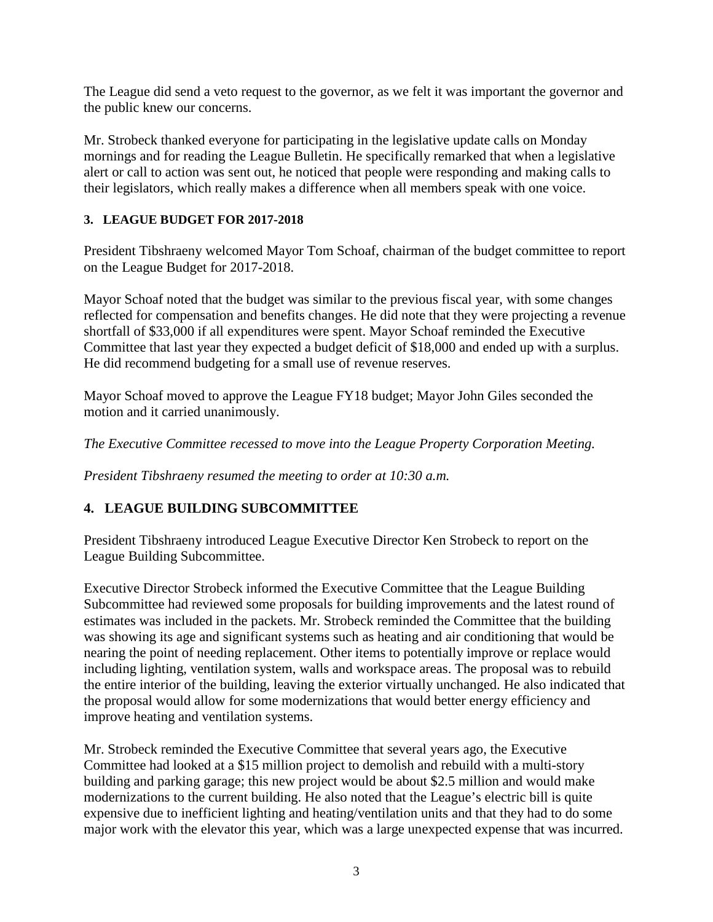The League did send a veto request to the governor, as we felt it was important the governor and the public knew our concerns.

Mr. Strobeck thanked everyone for participating in the legislative update calls on Monday mornings and for reading the League Bulletin. He specifically remarked that when a legislative alert or call to action was sent out, he noticed that people were responding and making calls to their legislators, which really makes a difference when all members speak with one voice.

### 3. LEAGUE BUDGET FOR 2017-2018

President Tibshraeny welcomed Mayor Tom Schoaf, chairman of the budget committee to report on the League Budget for 2017-2018.

Mayor Schoaf noted that the budget was similar to the previous fiscal year, with some changes reflected for compensation and benefits changes. He did note that they were projecting a revenue shortfall of $33,000 if all expenditures were spent. Mayor Schoaf reminded the Executive Committee that last year they expected a budget deficit of $18,000 and ended up with a surplus. He did recommend budgeting for a small use of revenue reserves.

Mayor Schoaf moved to approve the League FY18 budget; Mayor John Giles seconded the motion and it carried unanimously.

*The Executive Committee recessed to move into the League Property Corporation Meeting.*

*President Tibshraeny resumed the meeting to order at 10:30 a.m.*

### 4. LEAGUE BUILDING SUBCOMMITTEE

President Tibshraeny introduced League Executive Director Ken Strobeck to report on the League Building Subcommittee.

Executive Director Strobeck informed the Executive Committee that the League Building Subcommittee had reviewed some proposals for building improvements and the latest round of estimates was included in the packets. Mr. Strobeck reminded the Committee that the building was showing its age and significant systems such as heating and air conditioning that would be nearing the point of needing replacement. Other items to potentially improve or replace would including lighting, ventilation system, walls and workspace areas. The proposal was to rebuild the entire interior of the building, leaving the exterior virtually unchanged. He also indicated that the proposal would allow for some modernizations that would better energy efficiency and improve heating and ventilation systems.

Mr. Strobeck reminded the Executive Committee that several years ago, the Executive Committee had looked at a $15 million project to demolish and rebuild with a multi-story building and parking garage; this new project would be about $2.5 million and would make modernizations to the current building. He also noted that the League's electric bill is quite expensive due to inefficient lighting and heating/ventilation units and that they had to do some major work with the elevator this year, which was a large unexpected expense that was incurred.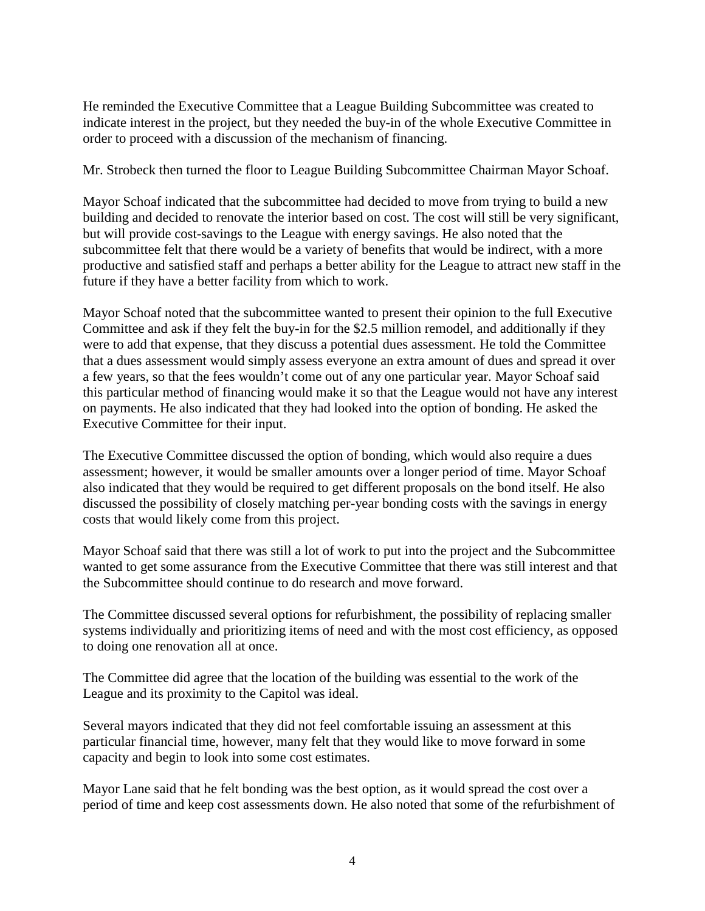He reminded the Executive Committee that a League Building Subcommittee was created to indicate interest in the project, but they needed the buy-in of the whole Executive Committee in order to proceed with a discussion of the mechanism of financing.

Mr. Strobeck then turned the floor to League Building Subcommittee Chairman Mayor Schoaf.

Mayor Schoaf indicated that the subcommittee had decided to move from trying to build a new building and decided to renovate the interior based on cost. The cost will still be very significant, but will provide cost-savings to the League with energy savings. He also noted that the subcommittee felt that there would be a variety of benefits that would be indirect, with a more productive and satisfied staff and perhaps a better ability for the League to attract new staff in the future if they have a better facility from which to work.

Mayor Schoaf noted that the subcommittee wanted to present their opinion to the full Executive Committee and ask if they felt the buy-in for the $2.5 million remodel, and additionally if they were to add that expense, that they discuss a potential dues assessment. He told the Committee that a dues assessment would simply assess everyone an extra amount of dues and spread it over a few years, so that the fees wouldn't come out of any one particular year. Mayor Schoaf said this particular method of financing would make it so that the League would not have any interest on payments. He also indicated that they had looked into the option of bonding. He asked the Executive Committee for their input.

The Executive Committee discussed the option of bonding, which would also require a dues assessment; however, it would be smaller amounts over a longer period of time. Mayor Schoaf also indicated that they would be required to get different proposals on the bond itself. He also discussed the possibility of closely matching per-year bonding costs with the savings in energy costs that would likely come from this project.

Mayor Schoaf said that there was still a lot of work to put into the project and the Subcommittee wanted to get some assurance from the Executive Committee that there was still interest and that the Subcommittee should continue to do research and move forward.

The Committee discussed several options for refurbishment, the possibility of replacing smaller systems individually and prioritizing items of need and with the most cost efficiency, as opposed to doing one renovation all at once.

The Committee did agree that the location of the building was essential to the work of the League and its proximity to the Capitol was ideal.

Several mayors indicated that they did not feel comfortable issuing an assessment at this particular financial time, however, many felt that they would like to move forward in some capacity and begin to look into some cost estimates.

Mayor Lane said that he felt bonding was the best option, as it would spread the cost over a period of time and keep cost assessments down. He also noted that some of the refurbishment of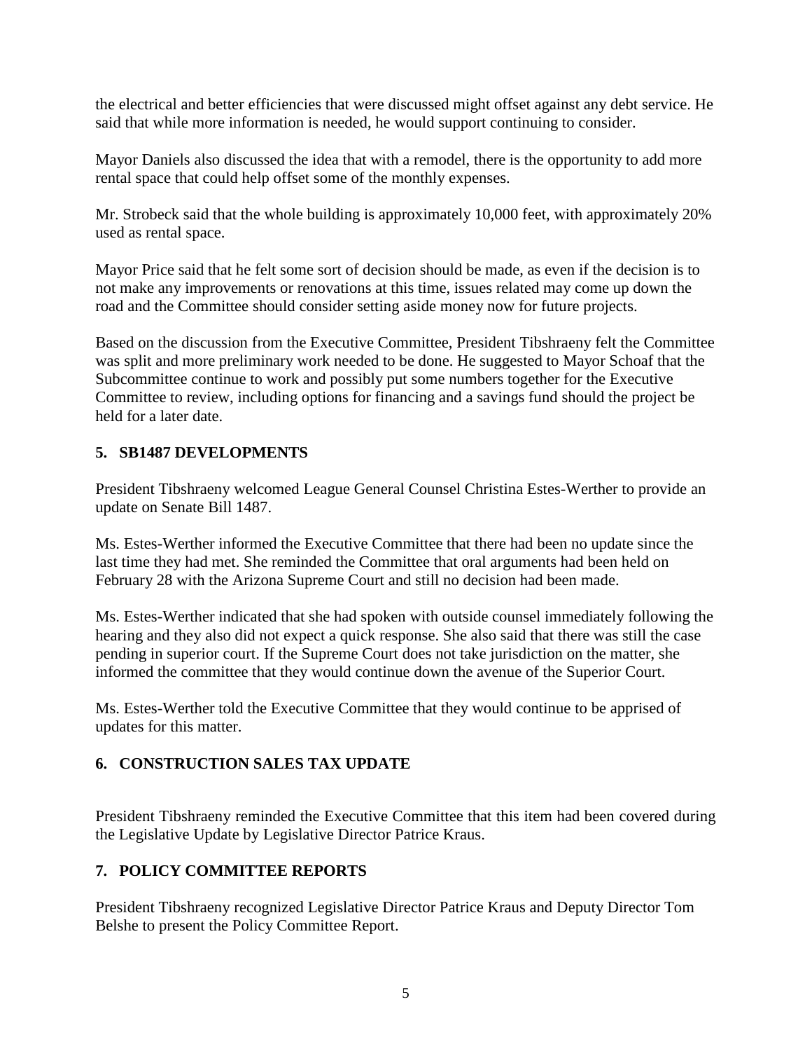the electrical and better efficiencies that were discussed might offset against any debt service. He said that while more information is needed, he would support continuing to consider.

Mayor Daniels also discussed the idea that with a remodel, there is the opportunity to add more rental space that could help offset some of the monthly expenses.

Mr. Strobeck said that the whole building is approximately 10,000 feet, with approximately 20% used as rental space.

Mayor Price said that he felt some sort of decision should be made, as even if the decision is to not make any improvements or renovations at this time, issues related may come up down the road and the Committee should consider setting aside money now for future projects.

Based on the discussion from the Executive Committee, President Tibshraeny felt the Committee was split and more preliminary work needed to be done. He suggested to Mayor Schoaf that the Subcommittee continue to work and possibly put some numbers together for the Executive Committee to review, including options for financing and a savings fund should the project be held for a later date.

## 5. SB1487 DEVELOPMENTS

President Tibshraeny welcomed League General Counsel Christina Estes-Werther to provide an update on Senate Bill 1487.

Ms. Estes-Werther informed the Executive Committee that there had been no update since the last time they had met. She reminded the Committee that oral arguments had been held on February 28 with the Arizona Supreme Court and still no decision had been made.

Ms. Estes-Werther indicated that she had spoken with outside counsel immediately following the hearing and they also did not expect a quick response. She also said that there was still the case pending in superior court. If the Supreme Court does not take jurisdiction on the matter, she informed the committee that they would continue down the avenue of the Superior Court.

Ms. Estes-Werther told the Executive Committee that they would continue to be apprised of updates for this matter.

## 6. CONSTRUCTION SALES TAX UPDATE

President Tibshraeny reminded the Executive Committee that this item had been covered during the Legislative Update by Legislative Director Patrice Kraus.

## 7. POLICY COMMITTEE REPORTS

President Tibshraeny recognized Legislative Director Patrice Kraus and Deputy Director Tom Belshe to present the Policy Committee Report.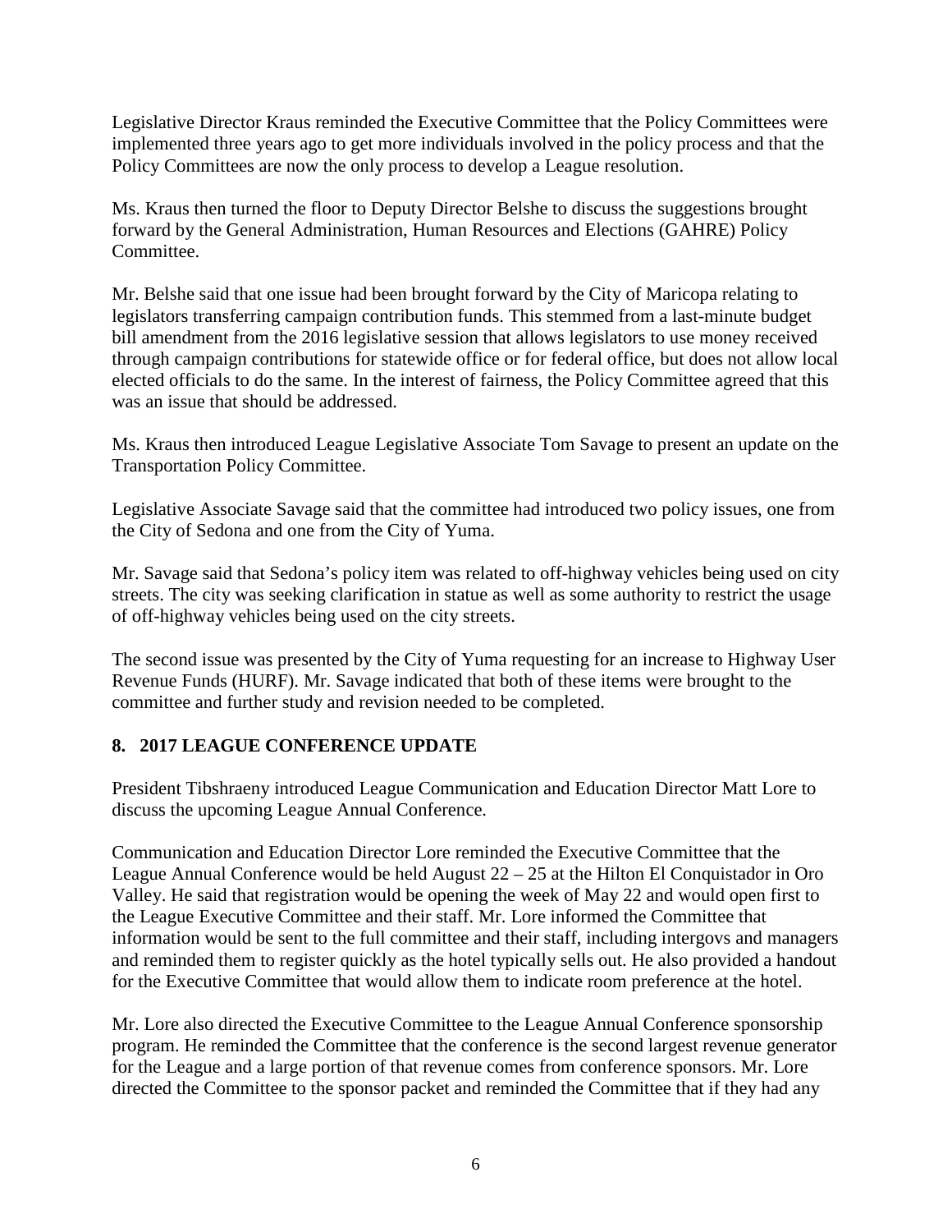Legislative Director Kraus reminded the Executive Committee that the Policy Committees were implemented three years ago to get more individuals involved in the policy process and that the Policy Committees are now the only process to develop a League resolution.

Ms. Kraus then turned the floor to Deputy Director Belshe to discuss the suggestions brought forward by the General Administration, Human Resources and Elections (GAHRE) Policy Committee.

Mr. Belshe said that one issue had been brought forward by the City of Maricopa relating to legislators transferring campaign contribution funds. This stemmed from a last-minute budget bill amendment from the 2016 legislative session that allows legislators to use money received through campaign contributions for statewide office or for federal office, but does not allow local elected officials to do the same. In the interest of fairness, the Policy Committee agreed that this was an issue that should be addressed.

Ms. Kraus then introduced League Legislative Associate Tom Savage to present an update on the Transportation Policy Committee.

Legislative Associate Savage said that the committee had introduced two policy issues, one from the City of Sedona and one from the City of Yuma.

Mr. Savage said that Sedona's policy item was related to off-highway vehicles being used on city streets. The city was seeking clarification in statue as well as some authority to restrict the usage of off-highway vehicles being used on the city streets.

The second issue was presented by the City of Yuma requesting for an increase to Highway User Revenue Funds (HURF). Mr. Savage indicated that both of these items were brought to the committee and further study and revision needed to be completed.

## 8. 2017 LEAGUE CONFERENCE UPDATE

President Tibshraeny introduced League Communication and Education Director Matt Lore to discuss the upcoming League Annual Conference.

Communication and Education Director Lore reminded the Executive Committee that the League Annual Conference would be held August 22 – 25 at the Hilton El Conquistador in Oro Valley. He said that registration would be opening the week of May 22 and would open first to the League Executive Committee and their staff. Mr. Lore informed the Committee that information would be sent to the full committee and their staff, including intergovs and managers and reminded them to register quickly as the hotel typically sells out. He also provided a handout for the Executive Committee that would allow them to indicate room preference at the hotel.

Mr. Lore also directed the Executive Committee to the League Annual Conference sponsorship program. He reminded the Committee that the conference is the second largest revenue generator for the League and a large portion of that revenue comes from conference sponsors. Mr. Lore directed the Committee to the sponsor packet and reminded the Committee that if they had any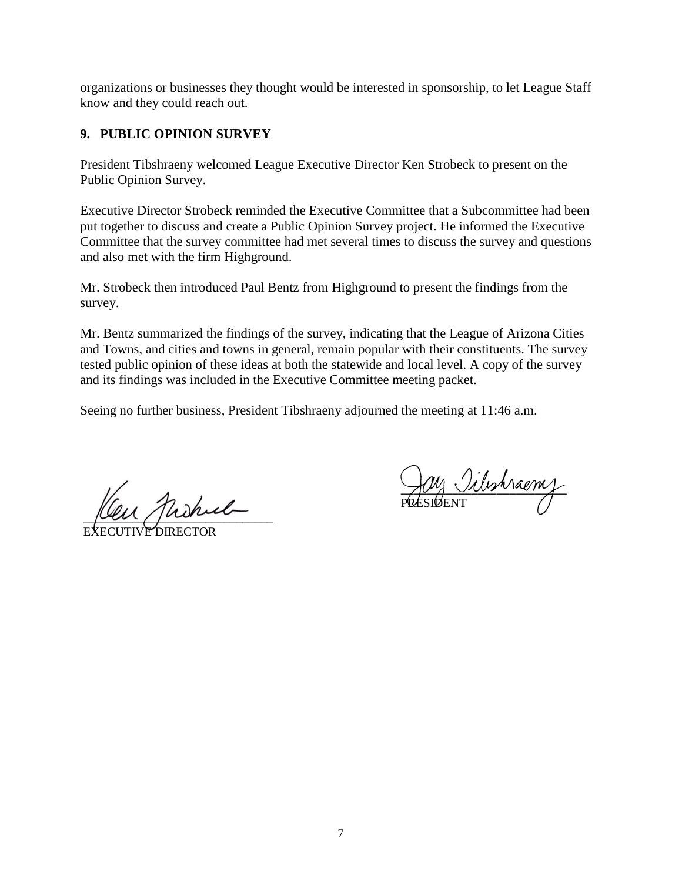organizations or businesses they thought would be interested in sponsorship, to let League Staff know and they could reach out.

## 9. PUBLIC OPINION SURVEY

President Tibshraeny welcomed League Executive Director Ken Strobeck to present on the Public Opinion Survey.

Executive Director Strobeck reminded the Executive Committee that a Subcommittee had been put together to discuss and create a Public Opinion Survey project. He informed the Executive Committee that the survey committee had met several times to discuss the survey and questions and also met with the firm Highground.

Mr. Strobeck then introduced Paul Bentz from Highground to present the findings from the survey.

Mr. Bentz summarized the findings of the survey, indicating that the League of Arizona Cities and Towns, and cities and towns in general, remain popular with their constituents. The survey tested public opinion of these ideas at both the statewide and local level. A copy of the survey and its findings was included in the Executive Committee meeting packet.

Seeing no further business, President Tibshraeny adjourned the meeting at 11:46 a.m.

\_\_\_\_\_\_\_\_\_\_\_\_\_\_\_\_\_\_\_\_\_\_\_\_\_\_\_\_\_\_
EXECUTIVE DIRECTOR

\_\_\_\_\_\_\_\_\_\_\_\_\_\_\_\_\_\_\_\_\_\_\_\_\_\_\_\_\_\_
PRESIDENT